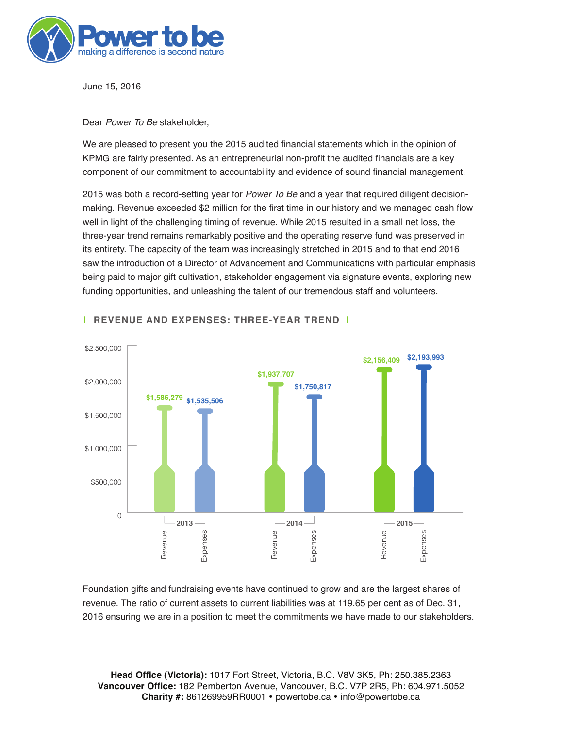# Power to be

making a difference is second nature

June 15, 2016

Dear *Power To Be* stakeholder,

We are pleased to present you the 2015 audited financial statements which in the opinion of KPMG are fairly presented. As an entrepreneurial non-profit the audited financials are a key component of our commitment to accountability and evidence of sound financial management.

2015 was both a record-setting year for *Power To Be* and a year that required diligent decision-making. Revenue exceeded $2 million for the first time in our history and we managed cash flow well in light of the challenging timing of revenue. While 2015 resulted in a small net loss, the three-year trend remains remarkably positive and the operating reserve fund was preserved in its entirety. The capacity of the team was increasingly stretched in 2015 and to that end 2016 saw the introduction of a Director of Advancement and Communications with particular emphasis being paid to major gift cultivation, stakeholder engagement via signature events, exploring new funding opportunities, and unleashing the talent of our tremendous staff and volunteers.

## REVENUE AND EXPENSES: THREE-YEAR TREND

| Year | Revenue | Expenses |
|---|---|---|
| 2013 | $1,586,279 | $1,535,506 |
| 2014 | $1,937,707 | $1,750,817 |
| 2015 | $2,156,409 | $2,193,993 |

Foundation gifts and fundraising events have continued to grow and are the largest shares of revenue. The ratio of current assets to current liabilities was at 119.65 per cent as of Dec. 31, 2016 ensuring we are in a position to meet the commitments we have made to our stakeholders.

**Head Office (Victoria):** 1017 Fort Street, Victoria, B.C. V8V 3K5, Ph: 250.385.2363
**Vancouver Office:** 182 Pemberton Avenue, Vancouver, B.C. V7P 2R5, Ph: 604.971.5052
**Charity #:** 861269959RR0001 • powertobe.ca • info@powertobe.ca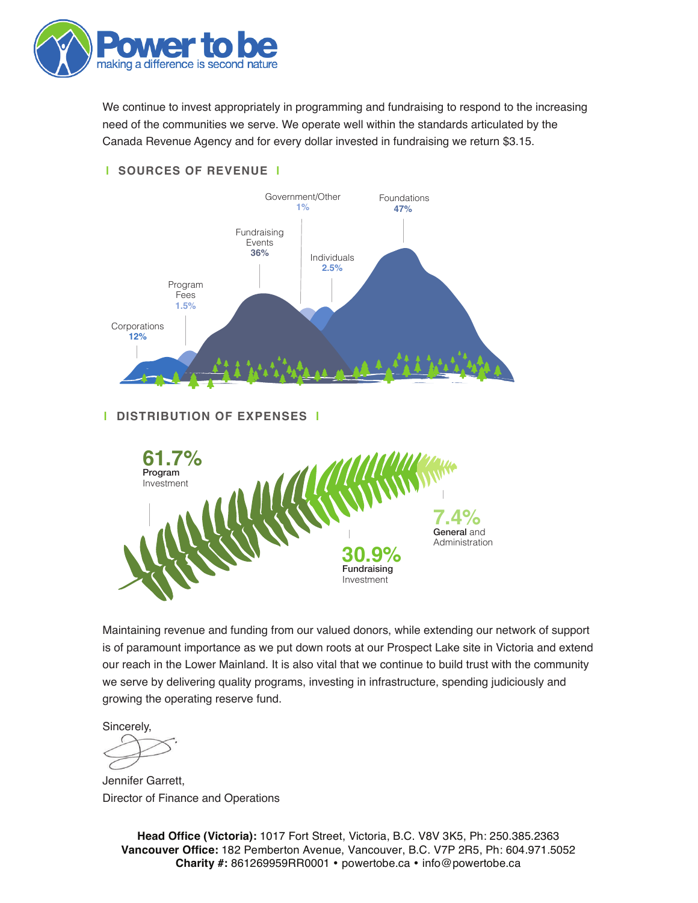We continue to invest appropriately in programming and fundraising to respond to the increasing need of the communities we serve. We operate well within the standards articulated by the Canada Revenue Agency and for every dollar invested in fundraising we return $3.15.

## SOURCES OF REVENUE

- Corporations 12%
- Program Fees 1.5%
- Fundraising Events 36%
- Government/Other 1%
- Individuals 2.5%
- Foundations 47%

## DISTRIBUTION OF EXPENSES

- 61.7% Program Investment
- 30.9% Fundraising Investment
- 7.4% General and Administration

Maintaining revenue and funding from our valued donors, while extending our network of support is of paramount importance as we put down roots at our Prospect Lake site in Victoria and extend our reach in the Lower Mainland. It is also vital that we continue to build trust with the community we serve by delivering quality programs, investing in infrastructure, spending judiciously and growing the operating reserve fund.

Sincerely,

Jennifer Garrett,
Director of Finance and Operations

**Head Office (Victoria):** 1017 Fort Street, Victoria, B.C. V8V 3K5, Ph: 250.385.2363
**Vancouver Office:** 182 Pemberton Avenue, Vancouver, B.C. V7P 2R5, Ph: 604.971.5052
**Charity #:** 861269959RR0001 • powertobe.ca • info@powertobe.ca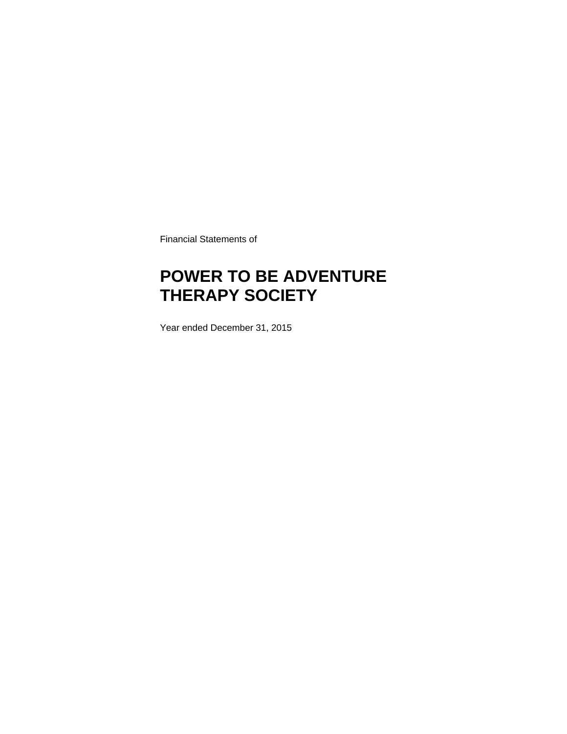Financial Statements of

# POWER TO BE ADVENTURE THERAPY SOCIETY

Year ended December 31, 2015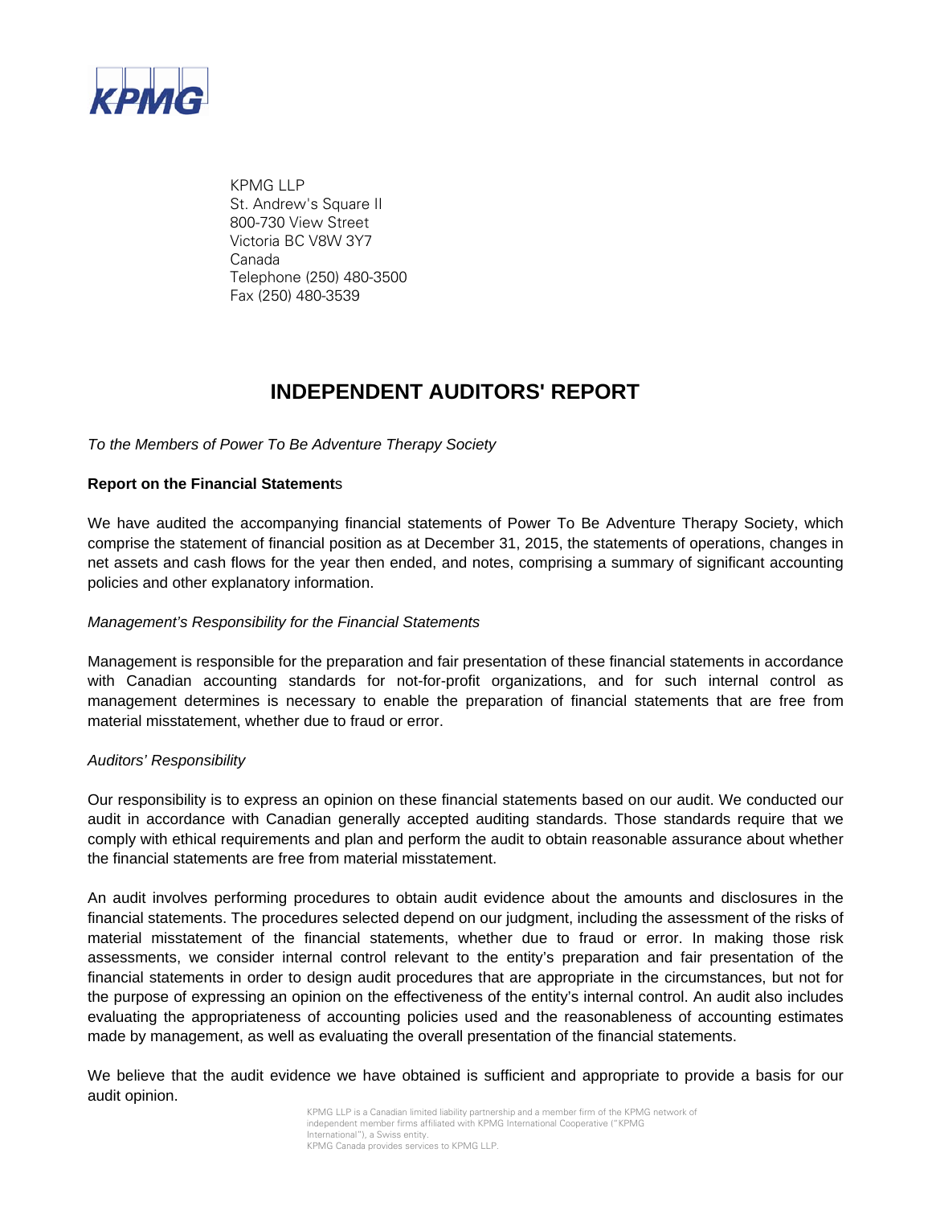KPMG

KPMG LLP
St. Andrew's Square II
800-730 View Street
Victoria BC V8W 3Y7
Canada
Telephone (250) 480-3500
Fax (250) 480-3539

# INDEPENDENT AUDITORS' REPORT

*To the Members of Power To Be Adventure Therapy Society*

**Report on the Financial Statements**

We have audited the accompanying financial statements of Power To Be Adventure Therapy Society, which comprise the statement of financial position as at December 31, 2015, the statements of operations, changes in net assets and cash flows for the year then ended, and notes, comprising a summary of significant accounting policies and other explanatory information.

*Management's Responsibility for the Financial Statements*

Management is responsible for the preparation and fair presentation of these financial statements in accordance with Canadian accounting standards for not-for-profit organizations, and for such internal control as management determines is necessary to enable the preparation of financial statements that are free from material misstatement, whether due to fraud or error.

*Auditors' Responsibility*

Our responsibility is to express an opinion on these financial statements based on our audit. We conducted our audit in accordance with Canadian generally accepted auditing standards. Those standards require that we comply with ethical requirements and plan and perform the audit to obtain reasonable assurance about whether the financial statements are free from material misstatement.

An audit involves performing procedures to obtain audit evidence about the amounts and disclosures in the financial statements. The procedures selected depend on our judgment, including the assessment of the risks of material misstatement of the financial statements, whether due to fraud or error. In making those risk assessments, we consider internal control relevant to the entity's preparation and fair presentation of the financial statements in order to design audit procedures that are appropriate in the circumstances, but not for the purpose of expressing an opinion on the effectiveness of the entity's internal control. An audit also includes evaluating the appropriateness of accounting policies used and the reasonableness of accounting estimates made by management, as well as evaluating the overall presentation of the financial statements.

We believe that the audit evidence we have obtained is sufficient and appropriate to provide a basis for our audit opinion.

KPMG LLP is a Canadian limited liability partnership and a member firm of the KPMG network of independent member firms affiliated with KPMG International Cooperative ("KPMG International"), a Swiss entity.
KPMG Canada provides services to KPMG LLP.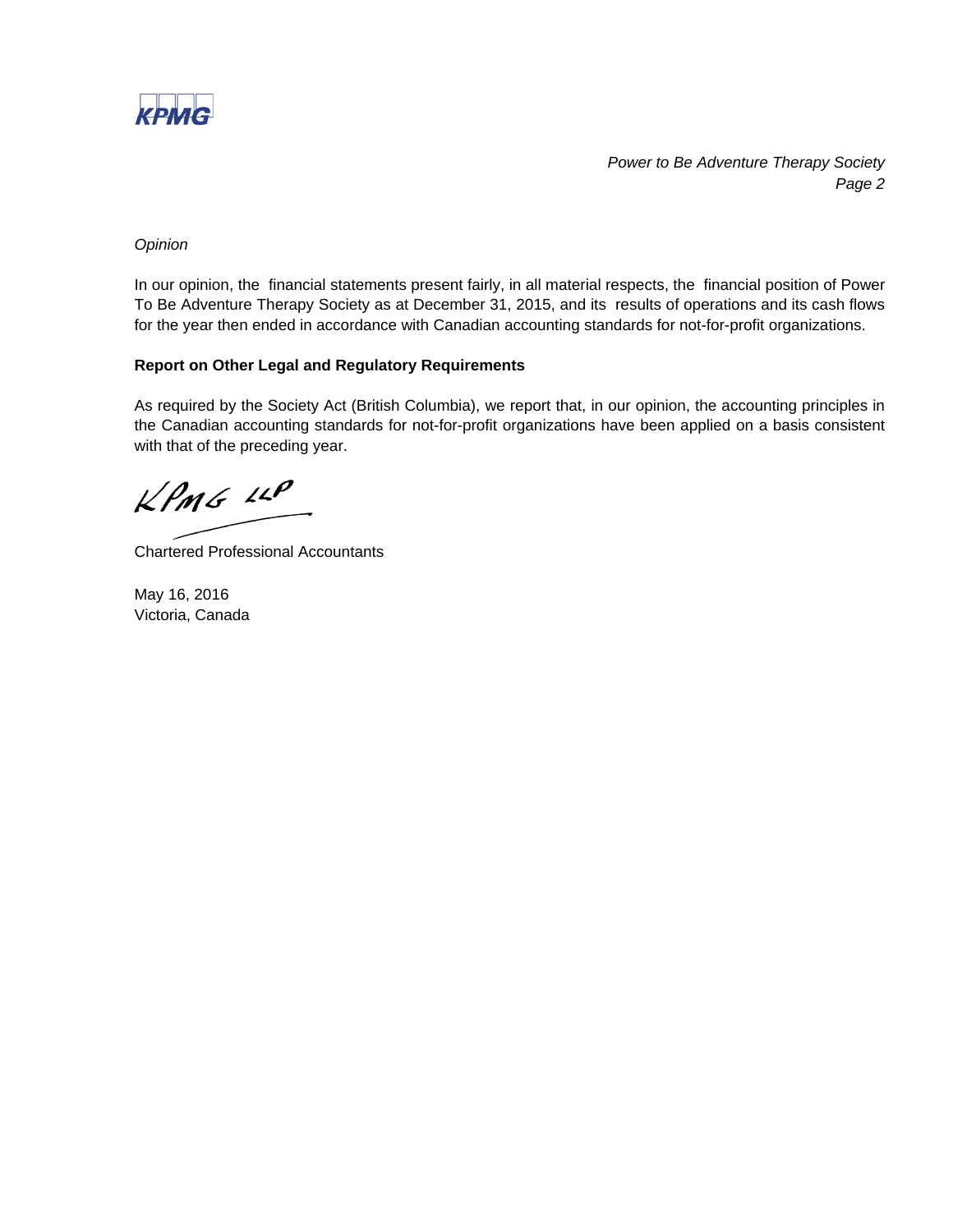*Opinion*

In our opinion, the financial statements present fairly, in all material respects, the financial position of Power To Be Adventure Therapy Society as at December 31, 2015, and its results of operations and its cash flows for the year then ended in accordance with Canadian accounting standards for not-for-profit organizations.

**Report on Other Legal and Regulatory Requirements**

As required by the Society Act (British Columbia), we report that, in our opinion, the accounting principles in the Canadian accounting standards for not-for-profit organizations have been applied on a basis consistent with that of the preceding year.

KPMG LLP

Chartered Professional Accountants

May 16, 2016
Victoria, Canada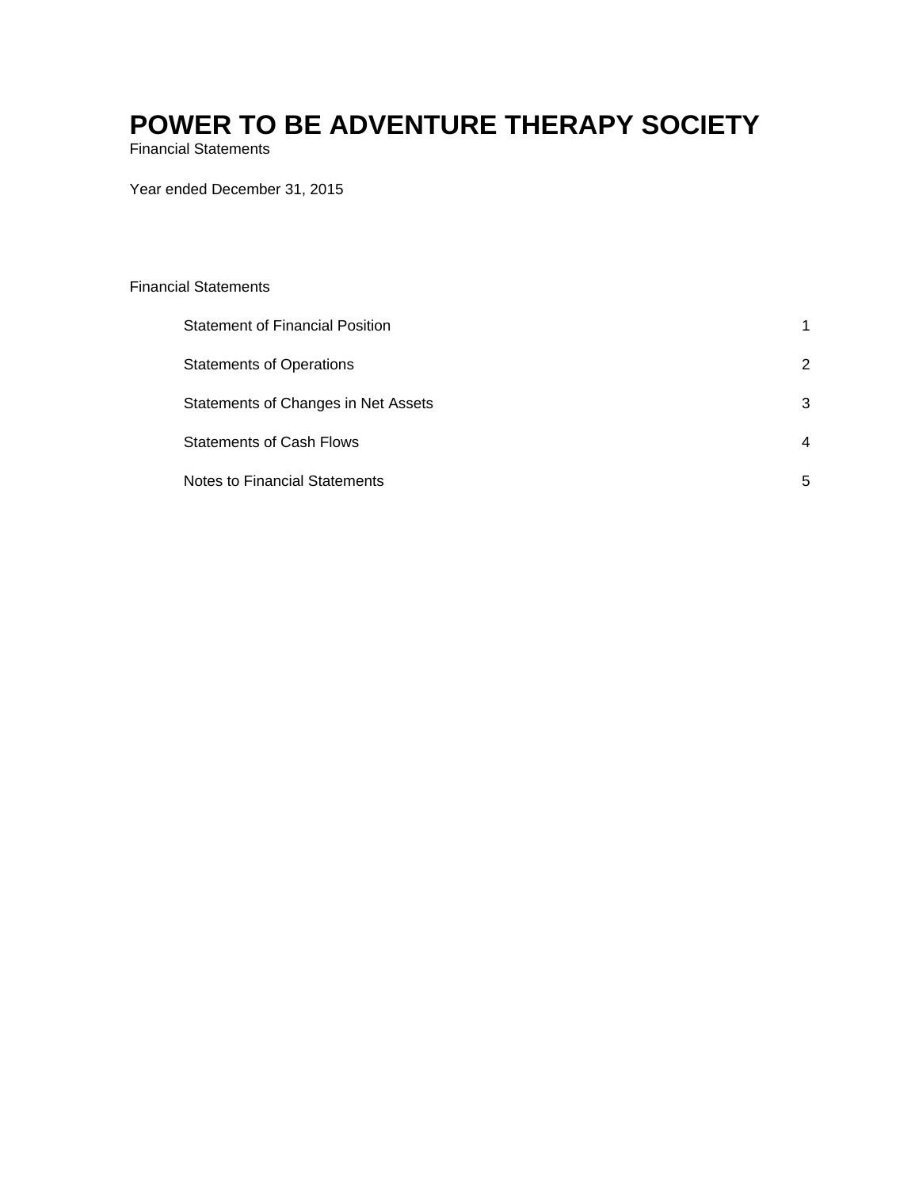# POWER TO BE ADVENTURE THERAPY SOCIETY

Financial Statements

Year ended December 31, 2015

Financial Statements

| | |
|---|---|
| Statement of Financial Position | 1 |
| Statements of Operations | 2 |
| Statements of Changes in Net Assets | 3 |
| Statements of Cash Flows | 4 |
| Notes to Financial Statements | 5 |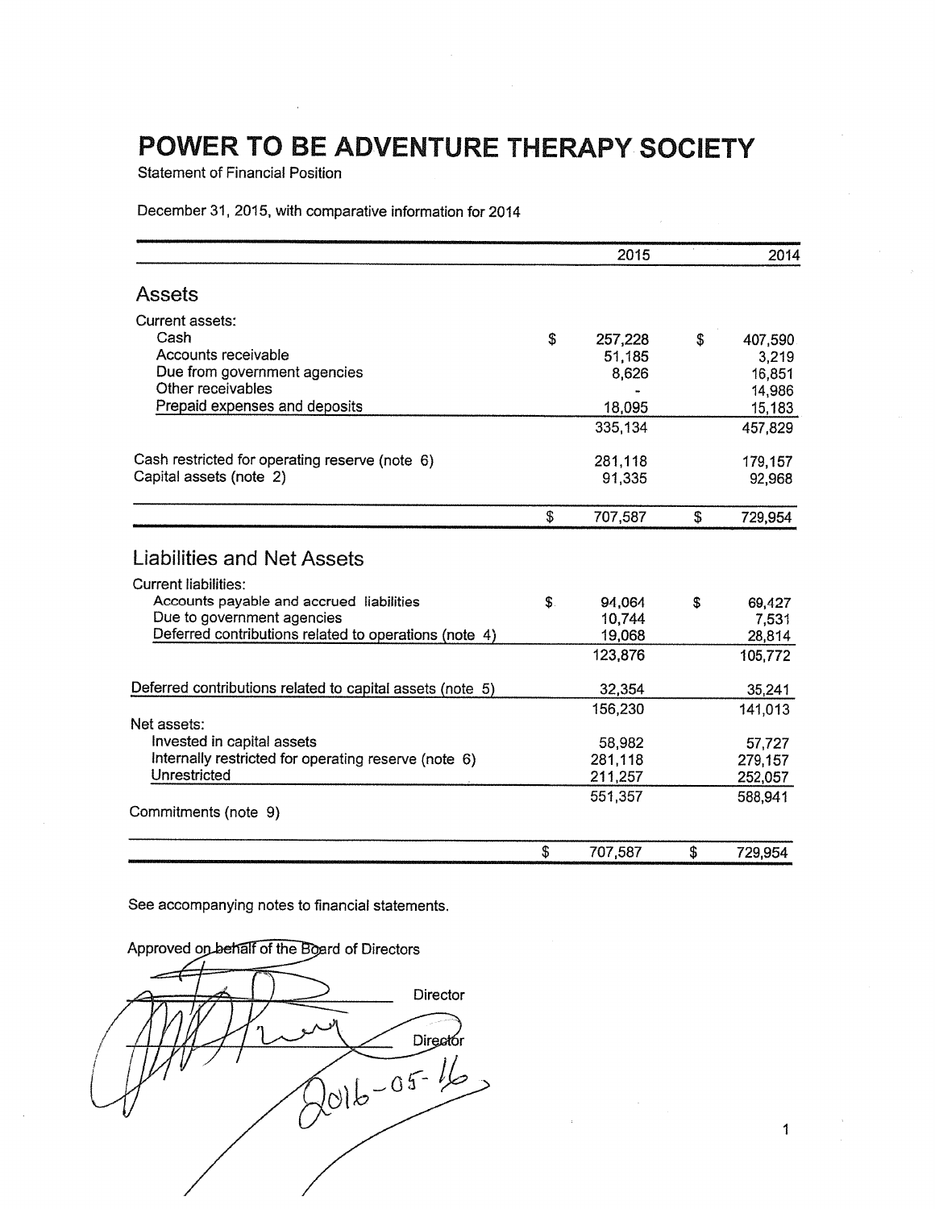# POWER TO BE ADVENTURE THERAPY SOCIETY

Statement of Financial Position

December 31, 2015, with comparative information for 2014

| | 2015 | 2014 |
|---|---|---|
| **Assets** | | |
| Current assets: | | |
| Cash | $ 257,228 | $ 407,590 |
| Accounts receivable | 51,185 | 3,219 |
| Due from government agencies | 8,626 | 16,851 |
| Other receivables | - | 14,986 |
| Prepaid expenses and deposits | 18,095 | 15,183 |
| | 335,134 | 457,829 |
| Cash restricted for operating reserve (note 6) | 281,118 | 179,157 |
| Capital assets (note 2) | 91,335 | 92,968 |
| | $ 707,587 | $ 729,954 |
| **Liabilities and Net Assets** | | |
| Current liabilities: | | |
| Accounts payable and accrued liabilities | $ 94,064 | $ 69,427 |
| Due to government agencies | 10,744 | 7,531 |
| Deferred contributions related to operations (note 4) | 19,068 | 28,814 |
| | 123,876 | 105,772 |
| Deferred contributions related to capital assets (note 5) | 32,354 | 35,241 |
| | 156,230 | 141,013 |
| Net assets: | | |
| Invested in capital assets | 58,982 | 57,727 |
| Internally restricted for operating reserve (note 6) | 281,118 | 279,157 |
| Unrestricted | 211,257 | 252,057 |
| | 551,357 | 588,941 |
| Commitments (note 9) | | |
| | $ 707,587 | $ 729,954 |

See accompanying notes to financial statements.

Approved on behalf of the Board of Directors

_____________________ Director

_____________________ Director

2016-05-16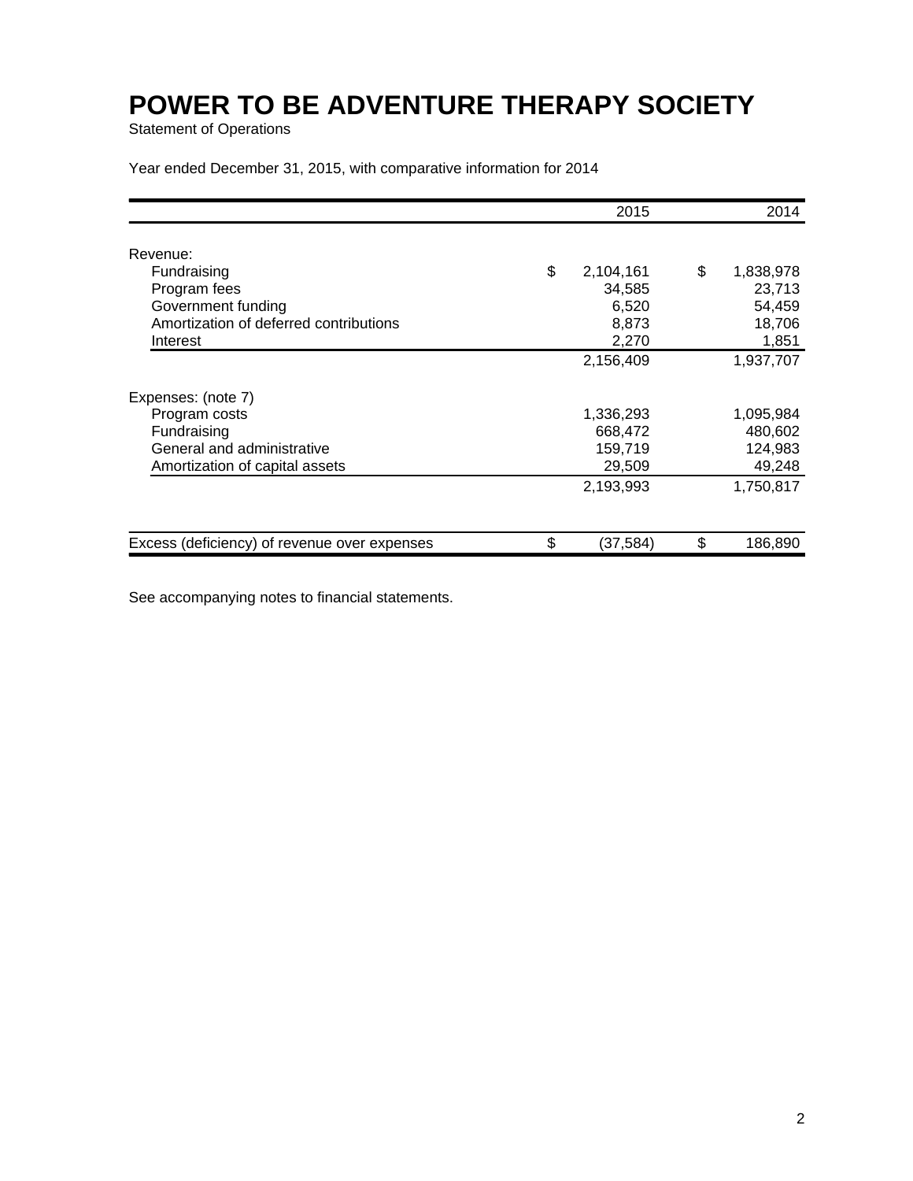# POWER TO BE ADVENTURE THERAPY SOCIETY

Statement of Operations

Year ended December 31, 2015, with comparative information for 2014

| | 2015 | 2014 |
|---|---|---|
| Revenue: | | |
| Fundraising | $ 2,104,161 | $ 1,838,978 |
| Program fees | 34,585 | 23,713 |
| Government funding | 6,520 | 54,459 |
| Amortization of deferred contributions | 8,873 | 18,706 |
| Interest | 2,270 | 1,851 |
| | 2,156,409 | 1,937,707 |
| Expenses: (note 7) | | |
| Program costs | 1,336,293 | 1,095,984 |
| Fundraising | 668,472 | 480,602 |
| General and administrative | 159,719 | 124,983 |
| Amortization of capital assets | 29,509 | 49,248 |
| | 2,193,993 | 1,750,817 |
| Excess (deficiency) of revenue over expenses | $ (37,584) | $ 186,890 |

See accompanying notes to financial statements.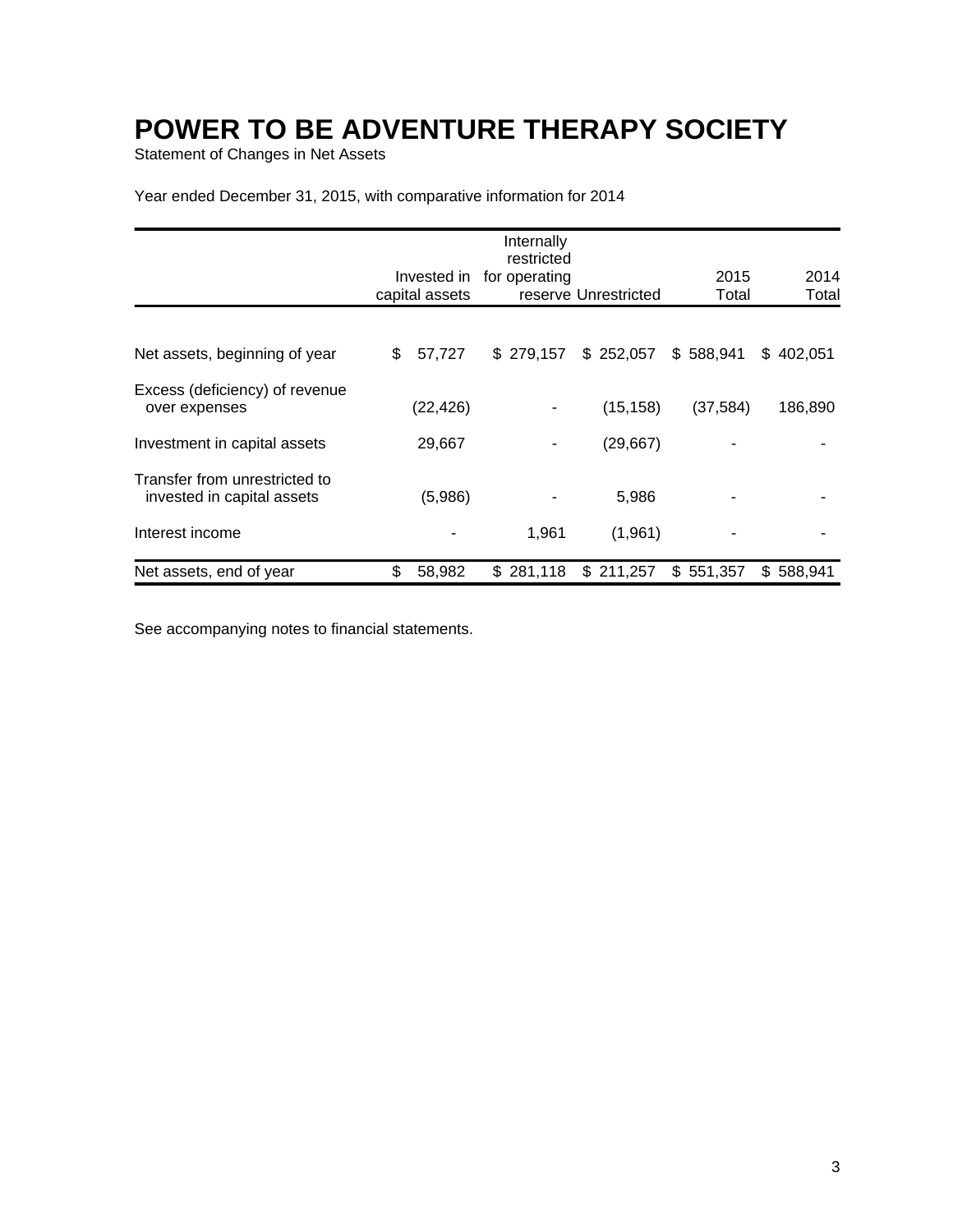# POWER TO BE ADVENTURE THERAPY SOCIETY

Statement of Changes in Net Assets

Year ended December 31, 2015, with comparative information for 2014

| | Invested in capital assets | Internally restricted for operating reserve | Unrestricted | 2015 Total | 2014 Total |
|---|---|---|---|---|---|
| Net assets, beginning of year | $ 57,727 | $ 279,157 | $ 252,057 | $ 588,941 | $ 402,051 |
| Excess (deficiency) of revenue over expenses | (22,426) | - | (15,158) | (37,584) | 186,890 |
| Investment in capital assets | 29,667 | - | (29,667) | - | - |
| Transfer from unrestricted to invested in capital assets | (5,986) | - | 5,986 | - | - |
| Interest income | - | 1,961 | (1,961) | - | - |
| Net assets, end of year | $ 58,982 | $ 281,118 | $ 211,257 | $ 551,357 | $ 588,941 |

See accompanying notes to financial statements.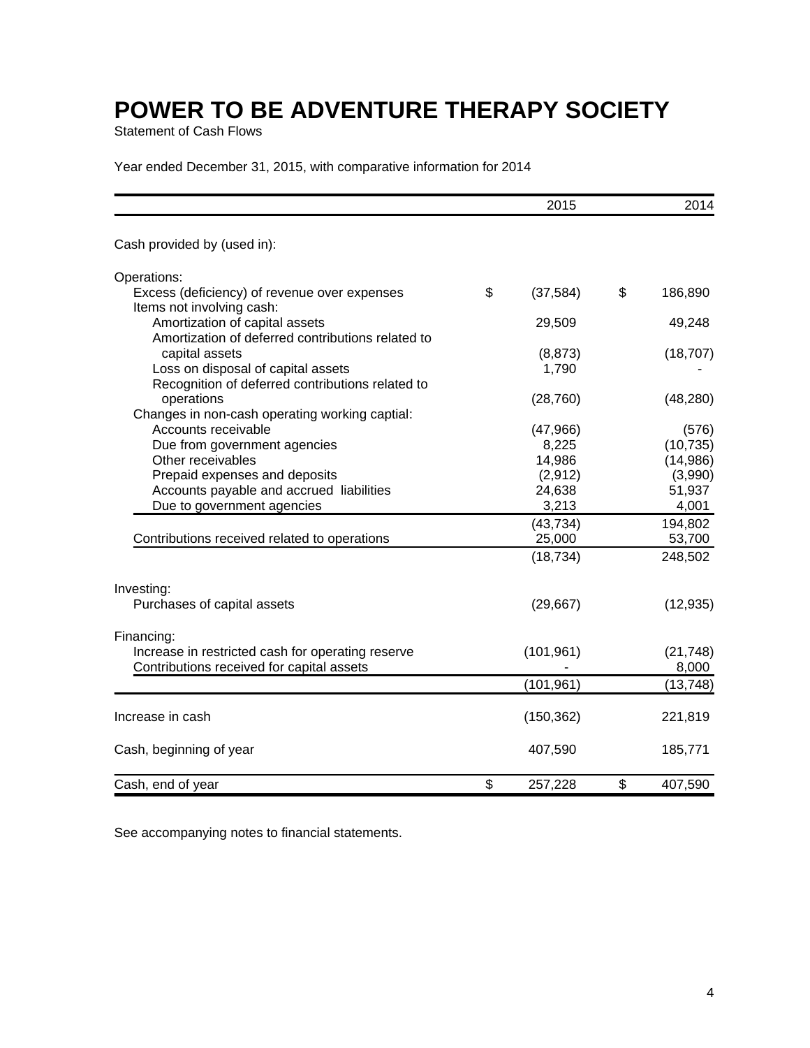# POWER TO BE ADVENTURE THERAPY SOCIETY

Statement of Cash Flows

Year ended December 31, 2015, with comparative information for 2014

| | 2015 | 2014 |
|---|---|---|
| Cash provided by (used in): | | |
| Operations: | | |
| Excess (deficiency) of revenue over expenses | $ (37,584) | $ 186,890 |
| Items not involving cash: | | |
| Amortization of capital assets | 29,509 | 49,248 |
| Amortization of deferred contributions related to capital assets | (8,873) | (18,707) |
| Loss on disposal of capital assets | 1,790 | - |
| Recognition of deferred contributions related to operations | (28,760) | (48,280) |
| Changes in non-cash operating working captial: | | |
| Accounts receivable | (47,966) | (576) |
| Due from government agencies | 8,225 | (10,735) |
| Other receivables | 14,986 | (14,986) |
| Prepaid expenses and deposits | (2,912) | (3,990) |
| Accounts payable and accrued liabilities | 24,638 | 51,937 |
| Due to government agencies | 3,213 | 4,001 |
| | (43,734) | 194,802 |
| Contributions received related to operations | 25,000 | 53,700 |
| | (18,734) | 248,502 |
| Investing: | | |
| Purchases of capital assets | (29,667) | (12,935) |
| Financing: | | |
| Increase in restricted cash for operating reserve | (101,961) | (21,748) |
| Contributions received for capital assets | - | 8,000 |
| | (101,961) | (13,748) |
| Increase in cash | (150,362) | 221,819 |
| Cash, beginning of year | 407,590 | 185,771 |
| Cash, end of year | $ 257,228 | $ 407,590 |

See accompanying notes to financial statements.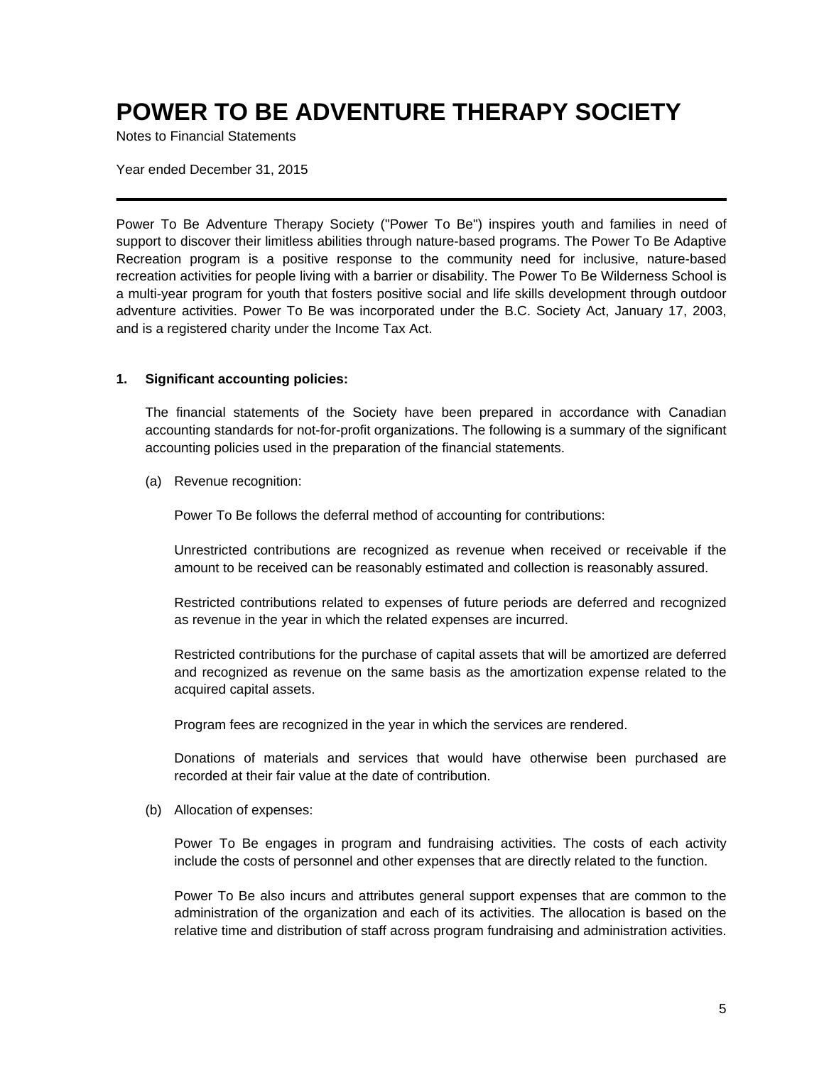# POWER TO BE ADVENTURE THERAPY SOCIETY

Notes to Financial Statements

Year ended December 31, 2015

---

Power To Be Adventure Therapy Society ("Power To Be") inspires youth and families in need of support to discover their limitless abilities through nature-based programs. The Power To Be Adaptive Recreation program is a positive response to the community need for inclusive, nature-based recreation activities for people living with a barrier or disability. The Power To Be Wilderness School is a multi-year program for youth that fosters positive social and life skills development through outdoor adventure activities. Power To Be was incorporated under the B.C. Society Act, January 17, 2003, and is a registered charity under the Income Tax Act.

**1. Significant accounting policies:**

The financial statements of the Society have been prepared in accordance with Canadian accounting standards for not-for-profit organizations. The following is a summary of the significant accounting policies used in the preparation of the financial statements.

(a) Revenue recognition:

Power To Be follows the deferral method of accounting for contributions:

Unrestricted contributions are recognized as revenue when received or receivable if the amount to be received can be reasonably estimated and collection is reasonably assured.

Restricted contributions related to expenses of future periods are deferred and recognized as revenue in the year in which the related expenses are incurred.

Restricted contributions for the purchase of capital assets that will be amortized are deferred and recognized as revenue on the same basis as the amortization expense related to the acquired capital assets.

Program fees are recognized in the year in which the services are rendered.

Donations of materials and services that would have otherwise been purchased are recorded at their fair value at the date of contribution.

(b) Allocation of expenses:

Power To Be engages in program and fundraising activities. The costs of each activity include the costs of personnel and other expenses that are directly related to the function.

Power To Be also incurs and attributes general support expenses that are common to the administration of the organization and each of its activities. The allocation is based on the relative time and distribution of staff across program fundraising and administration activities.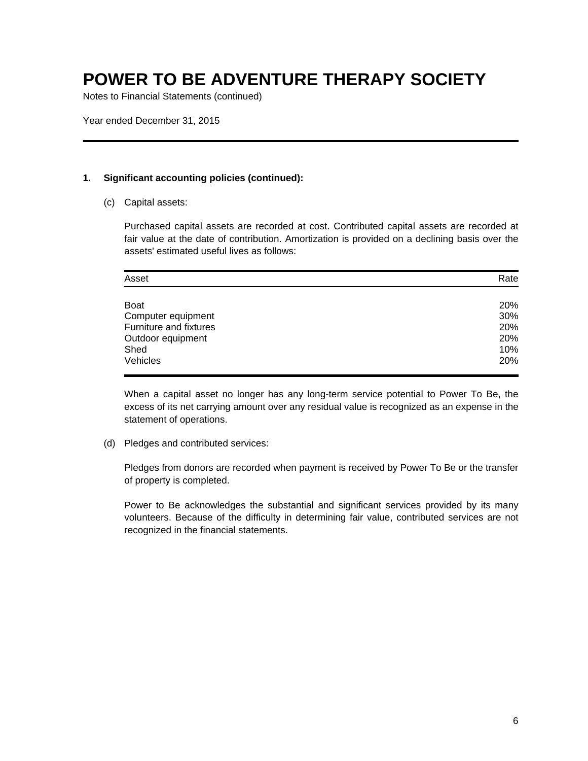# POWER TO BE ADVENTURE THERAPY SOCIETY

Notes to Financial Statements (continued)

Year ended December 31, 2015

**1. Significant accounting policies (continued):**

(c) Capital assets:

Purchased capital assets are recorded at cost. Contributed capital assets are recorded at fair value at the date of contribution. Amortization is provided on a declining basis over the assets' estimated useful lives as follows:

| Asset | Rate |
|---|---|
| Boat | 20% |
| Computer equipment | 30% |
| Furniture and fixtures | 20% |
| Outdoor equipment | 20% |
| Shed | 10% |
| Vehicles | 20% |

When a capital asset no longer has any long-term service potential to Power To Be, the excess of its net carrying amount over any residual value is recognized as an expense in the statement of operations.

(d) Pledges and contributed services:

Pledges from donors are recorded when payment is received by Power To Be or the transfer of property is completed.

Power to Be acknowledges the substantial and significant services provided by its many volunteers. Because of the difficulty in determining fair value, contributed services are not recognized in the financial statements.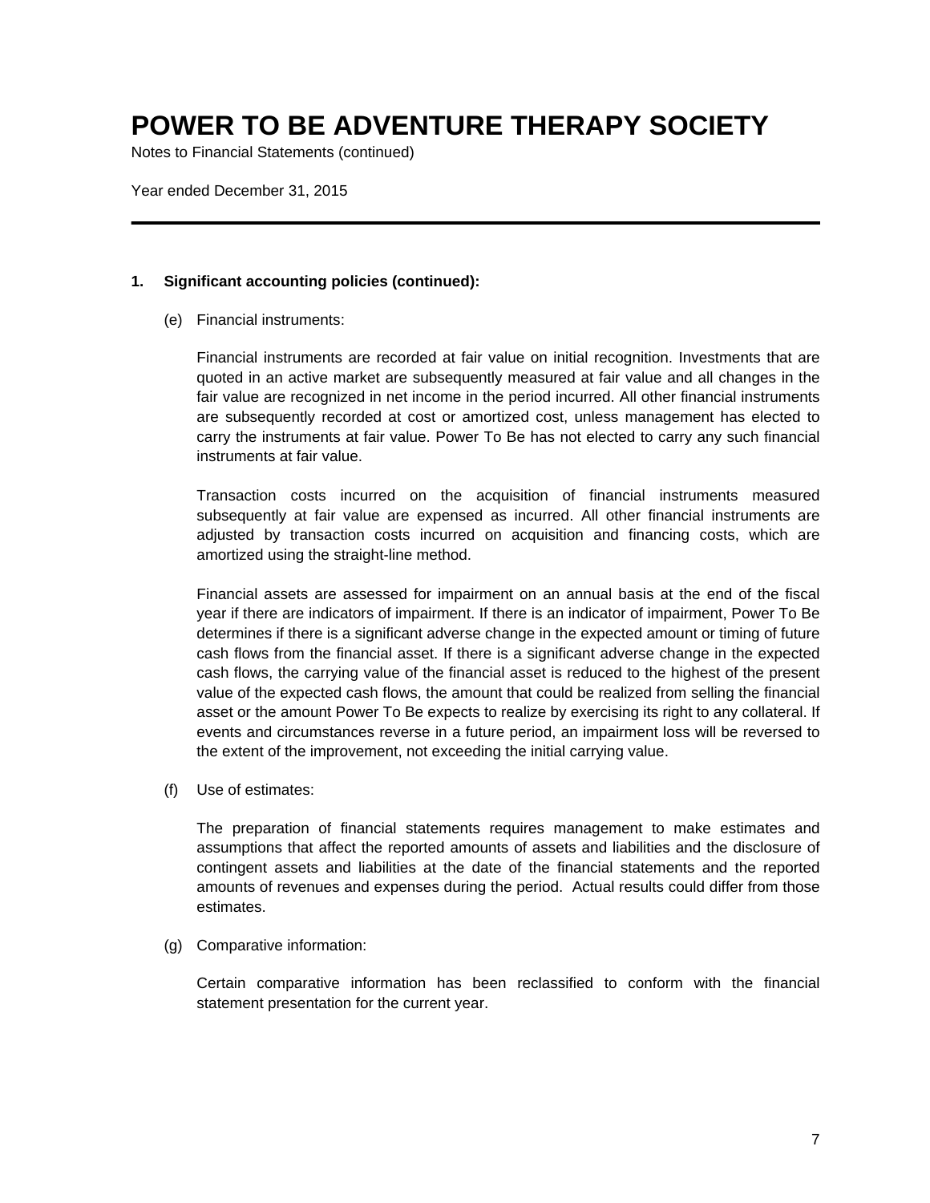# POWER TO BE ADVENTURE THERAPY SOCIETY

Notes to Financial Statements (continued)

Year ended December 31, 2015

---

**1. Significant accounting policies (continued):**

(e) Financial instruments:

Financial instruments are recorded at fair value on initial recognition. Investments that are quoted in an active market are subsequently measured at fair value and all changes in the fair value are recognized in net income in the period incurred. All other financial instruments are subsequently recorded at cost or amortized cost, unless management has elected to carry the instruments at fair value. Power To Be has not elected to carry any such financial instruments at fair value.

Transaction costs incurred on the acquisition of financial instruments measured subsequently at fair value are expensed as incurred. All other financial instruments are adjusted by transaction costs incurred on acquisition and financing costs, which are amortized using the straight-line method.

Financial assets are assessed for impairment on an annual basis at the end of the fiscal year if there are indicators of impairment. If there is an indicator of impairment, Power To Be determines if there is a significant adverse change in the expected amount or timing of future cash flows from the financial asset. If there is a significant adverse change in the expected cash flows, the carrying value of the financial asset is reduced to the highest of the present value of the expected cash flows, the amount that could be realized from selling the financial asset or the amount Power To Be expects to realize by exercising its right to any collateral. If events and circumstances reverse in a future period, an impairment loss will be reversed to the extent of the improvement, not exceeding the initial carrying value.

(f) Use of estimates:

The preparation of financial statements requires management to make estimates and assumptions that affect the reported amounts of assets and liabilities and the disclosure of contingent assets and liabilities at the date of the financial statements and the reported amounts of revenues and expenses during the period. Actual results could differ from those estimates.

(g) Comparative information:

Certain comparative information has been reclassified to conform with the financial statement presentation for the current year.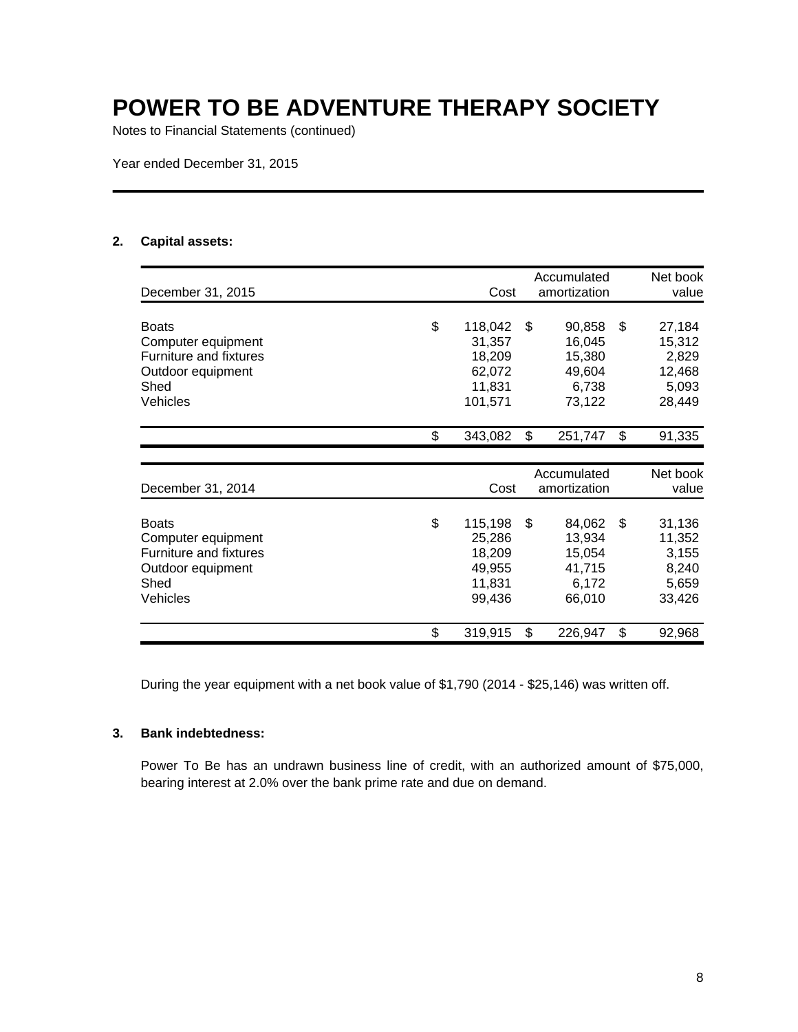# POWER TO BE ADVENTURE THERAPY SOCIETY

Notes to Financial Statements (continued)

Year ended December 31, 2015

## 2. Capital assets:

| December 31, 2015 | Cost | Accumulated amortization | Net book value |
|---|---|---|---|
| Boats | $ 118,042 | $ 90,858 | $ 27,184 |
| Computer equipment | 31,357 | 16,045 | 15,312 |
| Furniture and fixtures | 18,209 | 15,380 | 2,829 |
| Outdoor equipment | 62,072 | 49,604 | 12,468 |
| Shed | 11,831 | 6,738 | 5,093 |
| Vehicles | 101,571 | 73,122 | 28,449 |
| | $ 343,082 | $ 251,747 | $ 91,335 |

| December 31, 2014 | Cost | Accumulated amortization | Net book value |
|---|---|---|---|
| Boats | $ 115,198 | $ 84,062 | $ 31,136 |
| Computer equipment | 25,286 | 13,934 | 11,352 |
| Furniture and fixtures | 18,209 | 15,054 | 3,155 |
| Outdoor equipment | 49,955 | 41,715 | 8,240 |
| Shed | 11,831 | 6,172 | 5,659 |
| Vehicles | 99,436 | 66,010 | 33,426 |
| | $ 319,915 | $ 226,947 | $ 92,968 |

During the year equipment with a net book value of $1,790 (2014 - $25,146) was written off.

## 3. Bank indebtedness:

Power To Be has an undrawn business line of credit, with an authorized amount of $75,000, bearing interest at 2.0% over the bank prime rate and due on demand.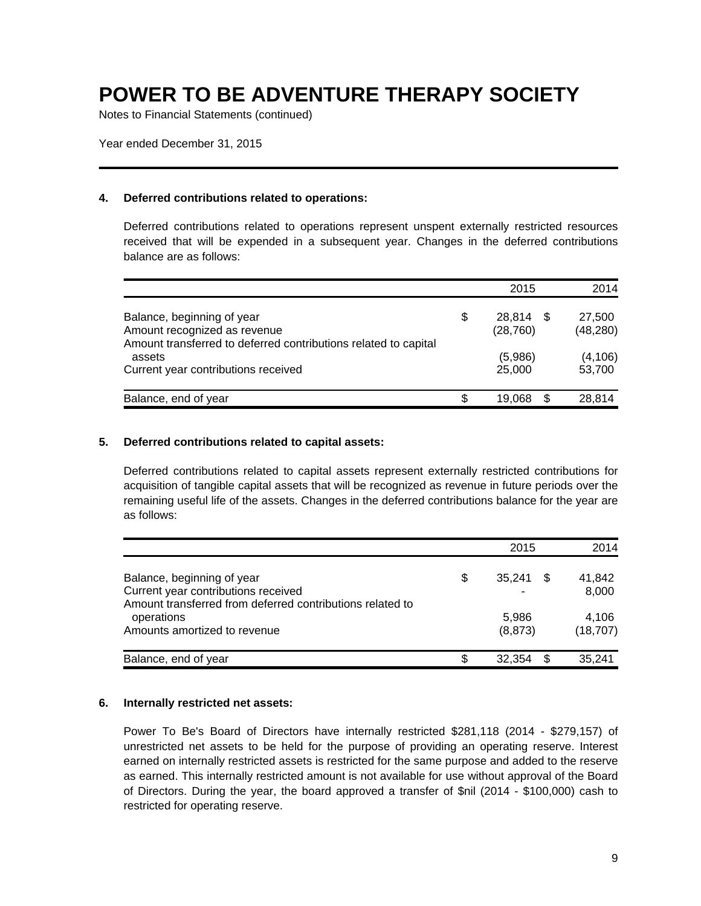# POWER TO BE ADVENTURE THERAPY SOCIETY

Notes to Financial Statements (continued)

Year ended December 31, 2015

## 4. Deferred contributions related to operations:

Deferred contributions related to operations represent unspent externally restricted resources received that will be expended in a subsequent year. Changes in the deferred contributions balance are as follows:

| | 2015 | 2014 |
|---|---|---|
| Balance, beginning of year | $ 28,814 | $ 27,500 |
| Amount recognized as revenue | (28,760) | (48,280) |
| Amount transferred to deferred contributions related to capital assets | (5,986) | (4,106) |
| Current year contributions received | 25,000 | 53,700 |
| Balance, end of year | $ 19,068 | $ 28,814 |

## 5. Deferred contributions related to capital assets:

Deferred contributions related to capital assets represent externally restricted contributions for acquisition of tangible capital assets that will be recognized as revenue in future periods over the remaining useful life of the assets. Changes in the deferred contributions balance for the year are as follows:

| | 2015 | 2014 |
|---|---|---|
| Balance, beginning of year | $ 35,241 | $ 41,842 |
| Current year contributions received | - | 8,000 |
| Amount transferred from deferred contributions related to operations | 5,986 | 4,106 |
| Amounts amortized to revenue | (8,873) | (18,707) |
| Balance, end of year | $ 32,354 | $ 35,241 |

## 6. Internally restricted net assets:

Power To Be's Board of Directors have internally restricted $281,118 (2014 - $279,157) of unrestricted net assets to be held for the purpose of providing an operating reserve. Interest earned on internally restricted assets is restricted for the same purpose and added to the reserve as earned. This internally restricted amount is not available for use without approval of the Board of Directors. During the year, the board approved a transfer of $nil (2014 - $100,000) cash to restricted for operating reserve.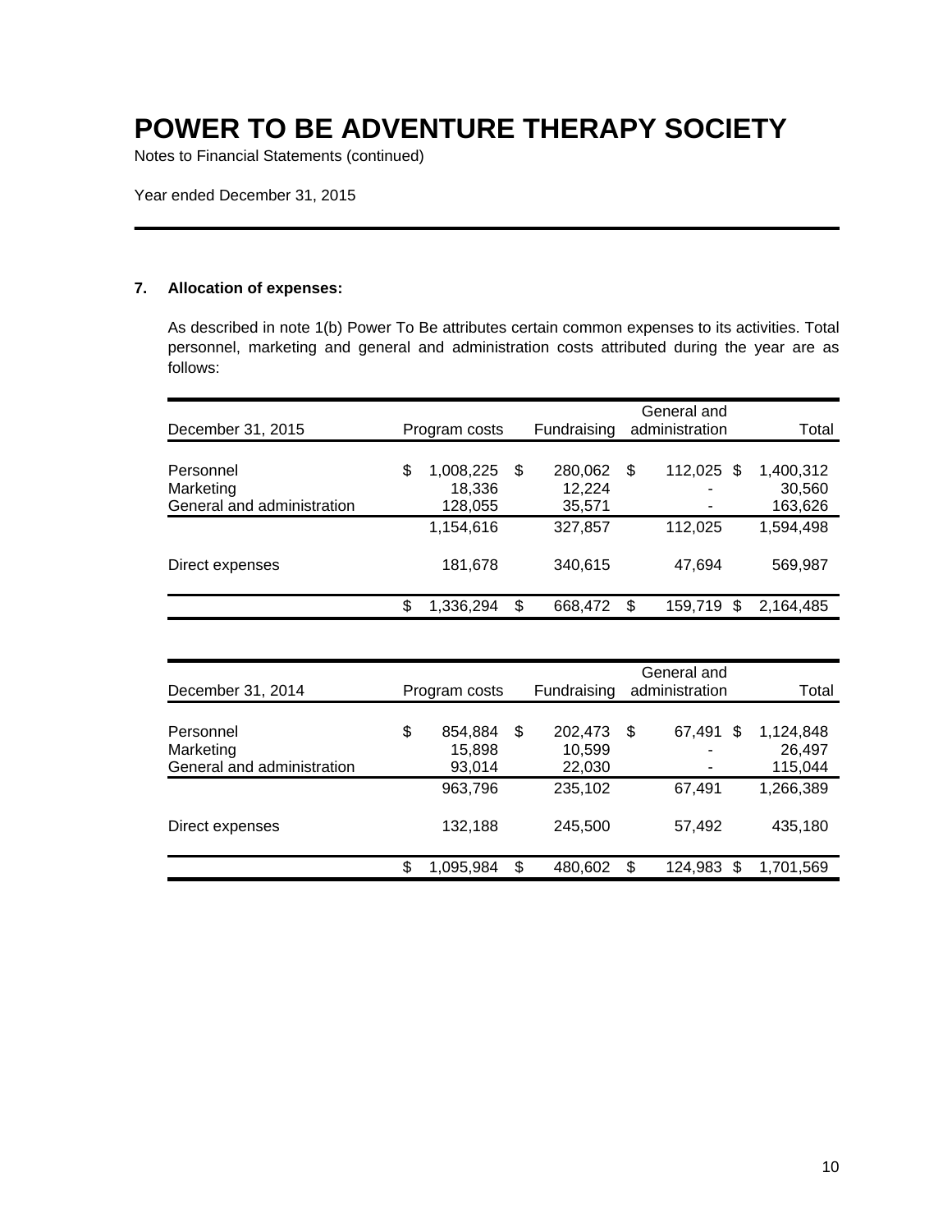# POWER TO BE ADVENTURE THERAPY SOCIETY

Notes to Financial Statements (continued)

Year ended December 31, 2015

**7. Allocation of expenses:**

As described in note 1(b) Power To Be attributes certain common expenses to its activities. Total personnel, marketing and general and administration costs attributed during the year are as follows:

| December 31, 2015 | Program costs | Fundraising | General and administration | Total |
|---|---|---|---|---|
| Personnel | $ 1,008,225 | $ 280,062 | $ 112,025 | $ 1,400,312 |
| Marketing | 18,336 | 12,224 | - | 30,560 |
| General and administration | 128,055 | 35,571 | - | 163,626 |
| | 1,154,616 | 327,857 | 112,025 | 1,594,498 |
| Direct expenses | 181,678 | 340,615 | 47,694 | 569,987 |
| | $ 1,336,294 | $ 668,472 | $ 159,719 | $ 2,164,485 |

| December 31, 2014 | Program costs | Fundraising | General and administration | Total |
|---|---|---|---|---|
| Personnel | $ 854,884 | $ 202,473 | $ 67,491 | $ 1,124,848 |
| Marketing | 15,898 | 10,599 | - | 26,497 |
| General and administration | 93,014 | 22,030 | - | 115,044 |
| | 963,796 | 235,102 | 67,491 | 1,266,389 |
| Direct expenses | 132,188 | 245,500 | 57,492 | 435,180 |
| | $ 1,095,984 | $ 480,602 | $ 124,983 | $ 1,701,569 |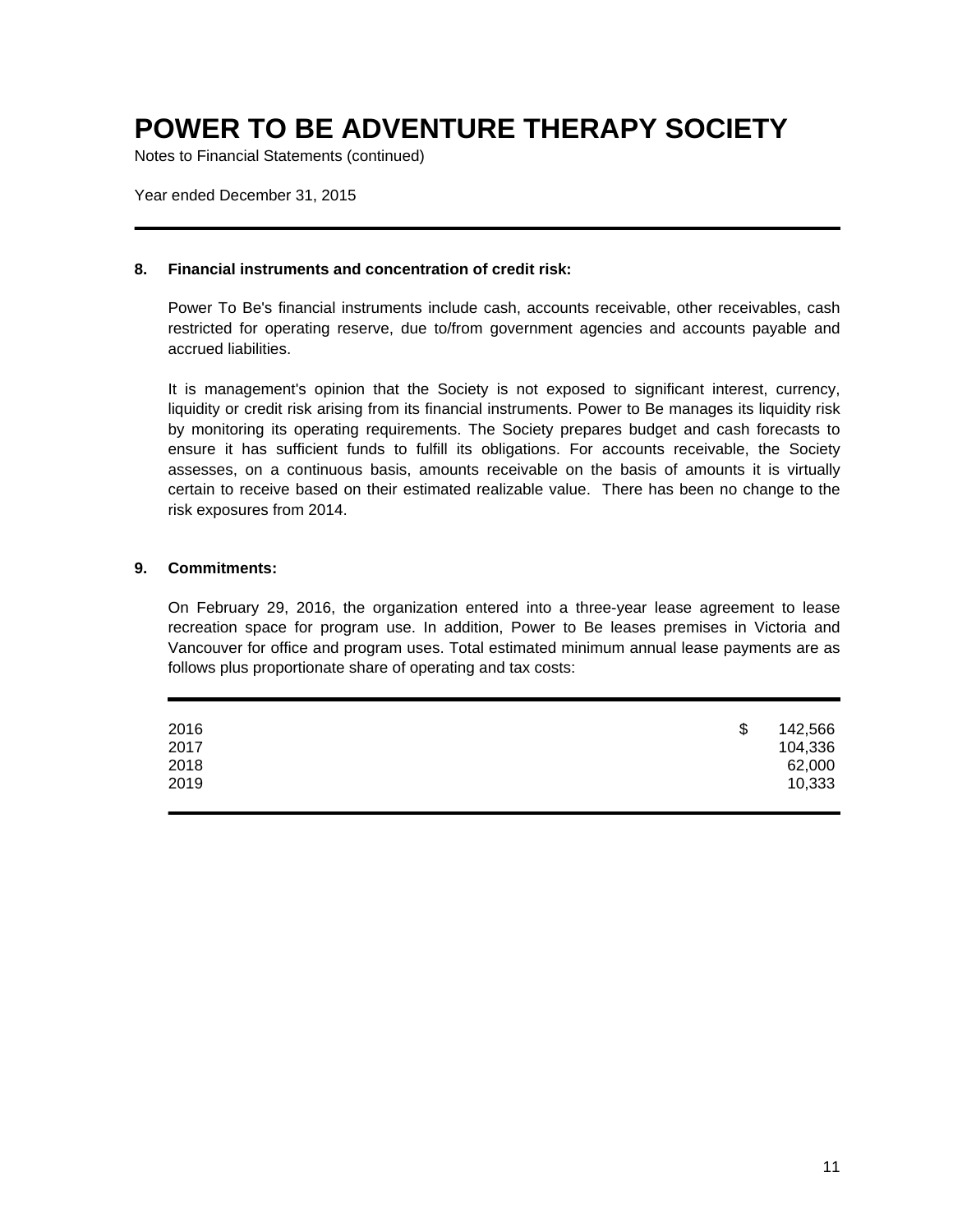# POWER TO BE ADVENTURE THERAPY SOCIETY

Notes to Financial Statements (continued)

Year ended December 31, 2015

## 8. Financial instruments and concentration of credit risk:

Power To Be's financial instruments include cash, accounts receivable, other receivables, cash restricted for operating reserve, due to/from government agencies and accounts payable and accrued liabilities.

It is management's opinion that the Society is not exposed to significant interest, currency, liquidity or credit risk arising from its financial instruments. Power to Be manages its liquidity risk by monitoring its operating requirements. The Society prepares budget and cash forecasts to ensure it has sufficient funds to fulfill its obligations. For accounts receivable, the Society assesses, on a continuous basis, amounts receivable on the basis of amounts it is virtually certain to receive based on their estimated realizable value. There has been no change to the risk exposures from 2014.

## 9. Commitments:

On February 29, 2016, the organization entered into a three-year lease agreement to lease recreation space for program use. In addition, Power to Be leases premises in Victoria and Vancouver for office and program uses. Total estimated minimum annual lease payments are as follows plus proportionate share of operating and tax costs:

| | |
|---|---|
| 2016 | $ 142,566 |
| 2017 | 104,336 |
| 2018 | 62,000 |
| 2019 | 10,333 |